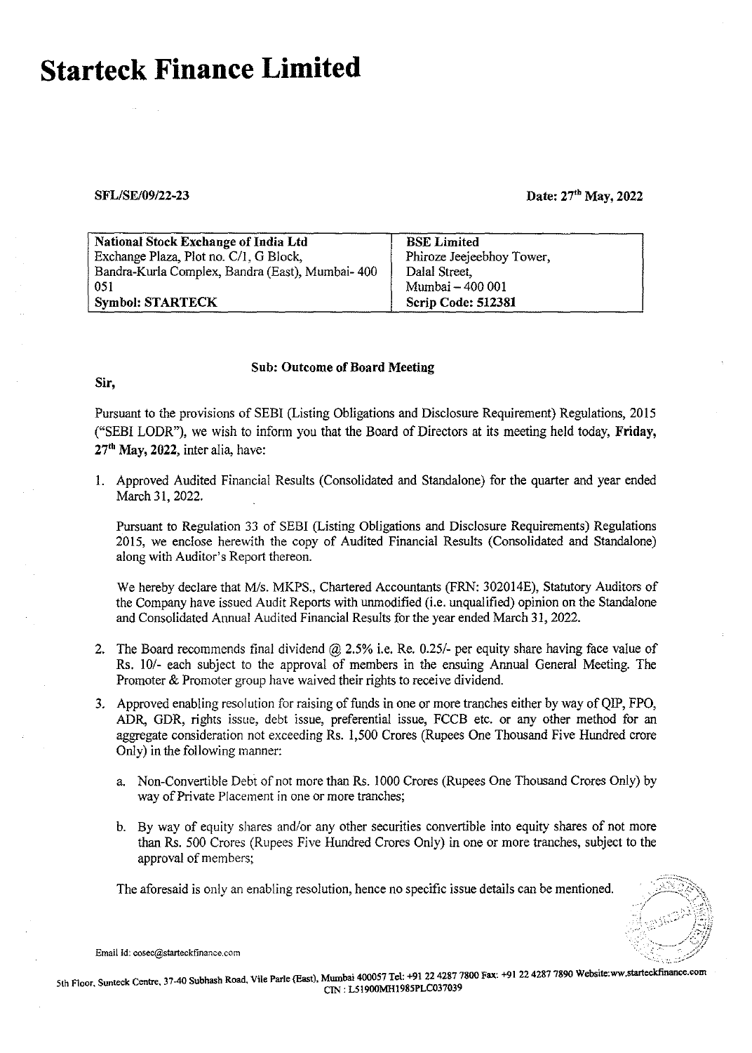# Starteck Finance Limited

**SFL/SE/09/22-23** **Date: 27th May, 2022**

| National Stock Exchange of India Ltd | BSE Limited |
| --- | --- |
| Exchange Plaza, Plot no. C/1, G Block, | Phiroze Jeejeebhoy Tower, |
| Bandra-Kurla Complex, Bandra (East), Mumbai- 400 051 | Dalal Street, Mumbai – 400 001 |
| **Symbol: STARTECK** | **Scrip Code: 512381** |

**Sub: Outcome of Board Meeting**

**Sir,**

Pursuant to the provisions of SEBI (Listing Obligations and Disclosure Requirement) Regulations, 2015 ("SEBI LODR"), we wish to inform you that the Board of Directors at its meeting held today, **Friday, 27th May, 2022**, inter alia, have:

1. Approved Audited Financial Results (Consolidated and Standalone) for the quarter and year ended March 31, 2022.

   Pursuant to Regulation 33 of SEBI (Listing Obligations and Disclosure Requirements) Regulations 2015, we enclose herewith the copy of Audited Financial Results (Consolidated and Standalone) along with Auditor's Report thereon.

   We hereby declare that M/s. MKPS., Chartered Accountants (FRN: 302014E), Statutory Auditors of the Company have issued Audit Reports with unmodified (i.e. unqualified) opinion on the Standalone and Consolidated Annual Audited Financial Results for the year ended March 31, 2022.

2. The Board recommends final dividend @ 2.5% i.e. Re. 0.25/- per equity share having face value of Rs. 10/- each subject to the approval of members in the ensuing Annual General Meeting. The Promoter & Promoter group have waived their rights to receive dividend.

3. Approved enabling resolution for raising of funds in one or more tranches either by way of QIP, FPO, ADR, GDR, rights issue, debt issue, preferential issue, FCCB etc. or any other method for an aggregate consideration not exceeding Rs. 1,500 Crores (Rupees One Thousand Five Hundred crore Only) in the following manner:

   a. Non-Convertible Debt of not more than Rs. 1000 Crores (Rupees One Thousand Crores Only) by way of Private Placement in one or more tranches;

   b. By way of equity shares and/or any other securities convertible into equity shares of not more than Rs. 500 Crores (Rupees Five Hundred Crores Only) in one or more tranches, subject to the approval of members;

   The aforesaid is only an enabling resolution, hence no specific issue details can be mentioned.

Email Id: cosec@starteckfinance.com

5th Floor, Sunteck Centre, 37-40 Subhash Road, Vile Parle (East), Mumbai 400057 Tel: +91 22 4287 7800 Fax: +91 22 4287 7890 Website:ww.starteckfinance.com
CIN : L51900MH1985PLC037039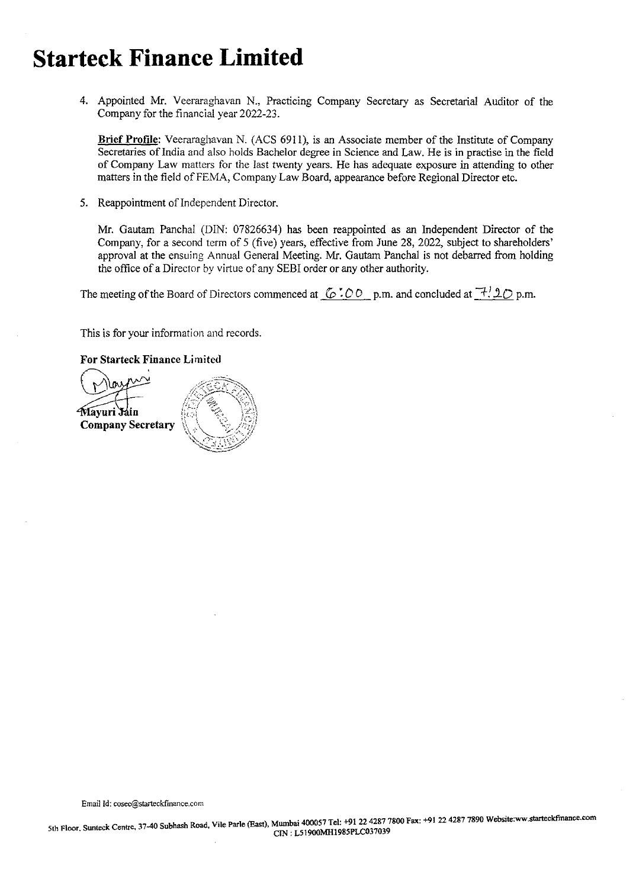# Starteck Finance Limited

4. Appointed Mr. Veeraraghavan N., Practicing Company Secretary as Secretarial Auditor of the Company for the financial year 2022-23.

   **Brief Profile**: Veeraraghavan N. (ACS 6911), is an Associate member of the Institute of Company Secretaries of India and also holds Bachelor degree in Science and Law. He is in practise in the field of Company Law matters for the last twenty years. He has adequate exposure in attending to other matters in the field of FEMA, Company Law Board, appearance before Regional Director etc.

5. Reappointment of Independent Director.

   Mr. Gautam Panchal (DIN: 07826634) has been reappointed as an Independent Director of the Company, for a second term of 5 (five) years, effective from June 28, 2022, subject to shareholders' approval at the ensuing Annual General Meeting. Mr. Gautam Panchal is not debarred from holding the office of a Director by virtue of any SEBI order or any other authority.

The meeting of the Board of Directors commenced at 6:00 p.m. and concluded at 7:20 p.m.

This is for your information and records.

**For Starteck Finance Limited**

**Mayuri Jain**
**Company Secretary**

Email Id: cosec@starteckfinance.com

5th Floor, Sunteck Centre, 37-40 Subhash Road, Vile Parle (East), Mumbai 400057 Tel: +91 22 4287 7800 Fax: +91 22 4287 7890 Website:ww.starteckfinance.com
CIN : L51900MH1985PLC037039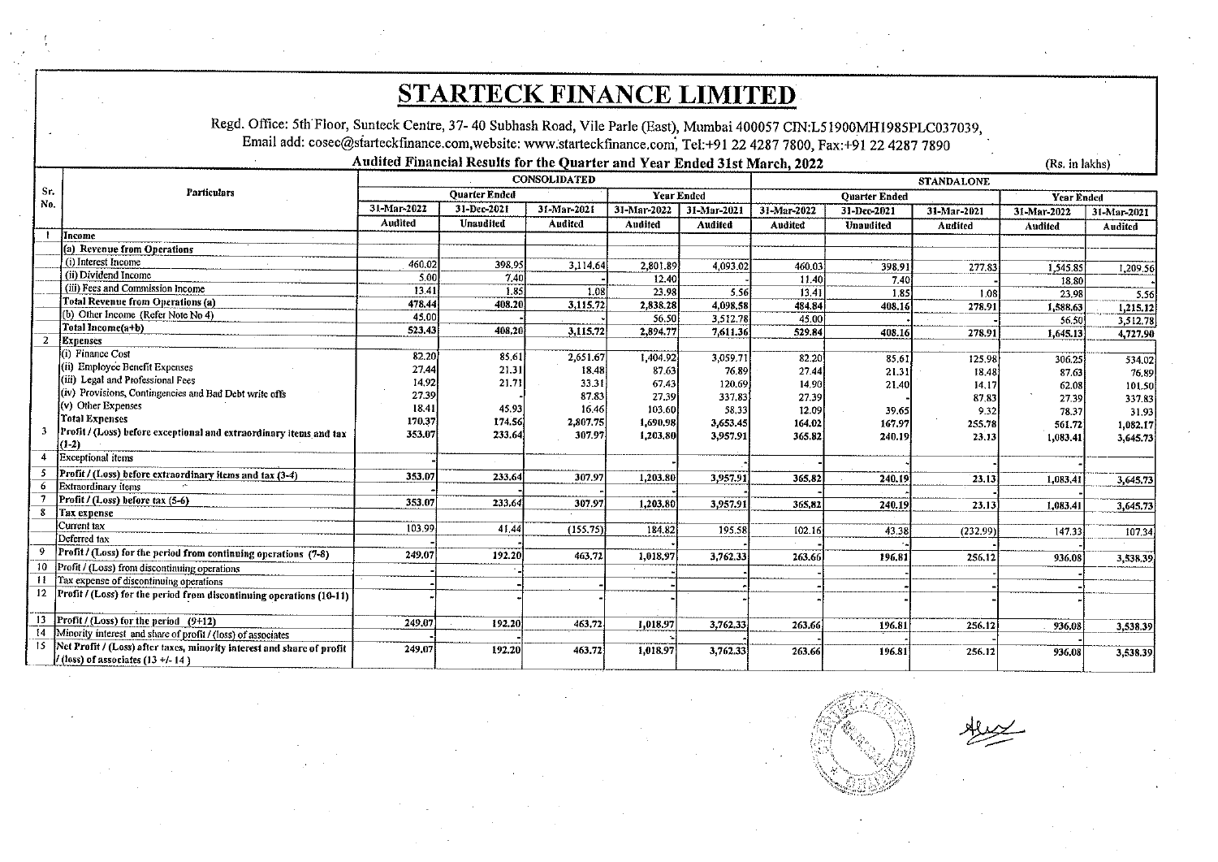# STARTECK FINANCE LIMITED

Regd. Office: 5th Floor, Sunteck Centre, 37- 40 Subhash Road, Vile Parle (East), Mumbai 400057 CIN:L51900MH1985PLC037039,
Email add: cosec@starteckfinance.com,website: www.starteckfinance.com, Tel:+91 22 4287 7800, Fax:+91 22 4287 7890

**Audited Financial Results for the Quarter and Year Ended 31st March, 2022**

(Rs. in lakhs)

| Sr. No. | Particulars | CONSOLIDATED | | | | | STANDALONE | | | | |
|---|---|---|---|---|---|---|---|---|---|---|---|
| | | Quarter Ended | | | Year Ended | | Quarter Ended | | | Year Ended | |
| | | 31-Mar-2022 | 31-Dec-2021 | 31-Mar-2021 | 31-Mar-2022 | 31-Mar-2021 | 31-Mar-2022 | 31-Dec-2021 | 31-Mar-2021 | 31-Mar-2022 | 31-Mar-2021 |
| | | Audited | Unaudited | Audited | Audited | Audited | Audited | Unaudited | Audited | Audited | Audited |
| 1 | **Income** | | | | | | | | | | |
| | (a) Revenue from Operations | | | | | | | | | | |
| | (i) Interest Income | 460.02 | 398.95 | 3,114.64 | 2,801.89 | 4,093.02 | 460.03 | 398.91 | 277.83 | 1,545.85 | 1,209.56 |
| | (ii) Dividend Income | 5.00 | 7.40 | - | 12.40 | - | 11.40 | 7.40 | - | 18.80 | - |
| | (iii) Fees and Commission Income | 13.41 | 1.85 | 1.08 | 23.98 | 5.56 | 13.41 | 1.85 | 1.08 | 23.98 | 5.56 |
| | **Total Revenue from Operations (a)** | 478.44 | 408.20 | 3,115.72 | 2,838.28 | 4,098.58 | 484.84 | 408.16 | 278.91 | 1,588.63 | 1,215.12 |
| | (b) Other Income (Refer Note No 4) | 45.00 | - | - | 56.50 | 3,512.78 | 45.00 | - | - | 56.50 | 3,512.78 |
| | **Total Income(a+b)** | 523.43 | 408.20 | 3,115.72 | 2,894.77 | 7,611.36 | 529.84 | 408.16 | 278.91 | 1,645.13 | 4,727.90 |
| 2 | **Expenses** | | | | | | | | | | |
| | (i) Finance Cost | 82.20 | 85.61 | 2,651.67 | 1,404.92 | 3,059.71 | 82.20 | 85.61 | 125.98 | 306.25 | 534.02 |
| | (ii) Employee Benefit Expenses | 27.44 | 21.31 | 18.48 | 87.63 | 76.89 | 27.44 | 21.31 | 18.48 | 87.63 | 76.89 |
| | (iii) Legal and Professional Fees | 14.92 | 21.71 | 33.31 | 67.43 | 120.69 | 14.90 | 21.40 | 14.17 | 62.08 | 101.50 |
| | (iv) Provisions, Contingencies and Bad Debt write offs | 27.39 | | 87.83 | 27.39 | 337.83 | 27.39 | | 87.83 | 27.39 | 337.83 |
| | (v) Other Expenses | 18.41 | 45.93 | 16.46 | 103.60 | 58.33 | 12.09 | 39.65 | 9.32 | 78.37 | 31.93 |
| | **Total Expenses** | 170.37 | 174.56 | 2,807.75 | 1,690.98 | 3,653.45 | 164.02 | 167.97 | 255.78 | 561.72 | 1,082.17 |
| 3 | **Profit / (Loss) before exceptional and extraordinary items and tax (1-2)** | 353.07 | 233.64 | 307.97 | 1,203.80 | 3,957.91 | 365.82 | 240.19 | 23.13 | 1,083.41 | 3,645.73 |
| 4 | Exceptional items | | | | - | - | - | - | - | - | |
| 5 | **Profit / (Loss) before extraordinary items and tax (3-4)** | 353.07 | 233.64 | 307.97 | 1,203.80 | 3,957.91 | 365.82 | 240.19 | 23.13 | 1,083.41 | 3,645.73 |
| 6 | Extraordinary items | - | - | - | - | - | - | - | - | - | |
| 7 | **Profit / (Loss) before tax (5-6)** | 353.07 | 233.64 | 307.97 | 1,203.80 | 3,957.91 | 365.82 | 240.19 | 23.13 | 1,083.41 | 3,645.73 |
| 8 | **Tax expense** | | | | | | | | | | |
| | Current tax | 103.99 | 41.44 | (155.75) | 184.82 | 195.58 | 102.16 | 43.38 | (232.99) | 147.33 | 107.34 |
| | Deferred tax | | | | | - | - | | | | |
| 9 | **Profit / (Loss) for the period from continuing operations (7-8)** | 249.07 | 192.20 | 463.72 | 1,018.97 | 3,762.33 | 263.66 | 196.81 | 256.12 | 936.08 | 3,538.39 |
| 10 | Profit / (Loss) from discontinuing operations | - | - | | | | | | | | |
| 11 | Tax expense of discontinuing operations | - | - | - | - | - | - | - | - | - | |
| 12 | Profit / (Loss) for the period from discontinuing operations (10-11) | - | - | - | - | - | - | - | - | - | |
| 13 | **Profit / (Loss) for the period (9+12)** | 249.07 | 192.20 | 463.72 | 1,018.97 | 3,762.33 | 263.66 | 196.81 | 256.12 | 936.08 | 3,538.39 |
| 14 | Minority interest and share of profit / (loss) of associates | - | - | - | - | - | - | - | - | - | |
| 15 | **Net Profit / (Loss) after taxes, minority interest and share of profit / (loss) of associates (13 +/- 14 )** | 249.07 | 192.20 | 463.72 | 1,018.97 | 3,762.33 | 263.66 | 196.81 | 256.12 | 936.08 | 3,538.39 |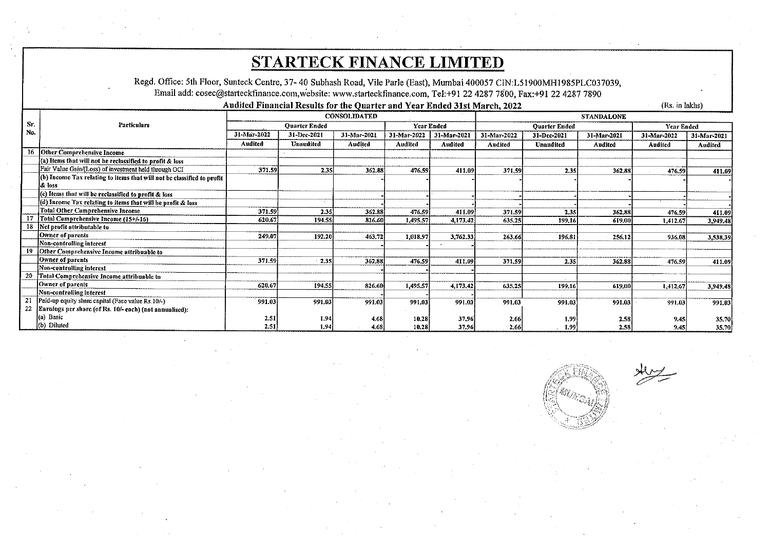# STARTECK FINANCE LIMITED

Regd. Office: 5th Floor, Sunteck Centre, 37- 40 Subhash Road, Vile Parle (East), Mumbai 400057 CIN:L51900MH1985PLC037039,
Email add: cosec@starteckfinance.com,website: www.starteckfinance.com, Tel:+91 22 4287 7800, Fax:+91 22 4287 7890

**Audited Financial Results for the Quarter and Year Ended 31st March, 2022** (Rs. in lakhs)

| Sr. No. | Particulars | CONSOLIDATED | | | | | STANDALONE | | | | |
|---|---|---|---|---|---|---|---|---|---|---|---|
| | | Quarter Ended | | | Year Ended | | Quarter Ended | | | Year Ended | |
| | | 31-Mar-2022 | 31-Dec-2021 | 31-Mar-2021 | 31-Mar-2022 | 31-Mar-2021 | 31-Mar-2022 | 31-Dec-2021 | 31-Mar-2021 | 31-Mar-2022 | 31-Mar-2021 |
| | | Audited | Unaudited | Audited | Audited | Audited | Audited | Unaudited | Audited | Audited | Audited |
| 16 | Other Comprehensive Income | | | | | | | | | | |
| | (a) Items that will not be reclassified to profit & loss | | | | | | | | | | |
| | Fair Value Gain/(Loss) of investment held through OCI | 371.59 | 2.35 | 362.88 | 476.59 | 411.09 | 371.59 | 2.35 | 362.88 | 476.59 | 411.09 |
| | (b) Income Tax relating to items that will not be classified to profit & loss | | | - | - | - | - | - | - | - | - |
| | (c) Items that will be reclassified to profit & loss | | | - | - | - | - | - | - | - | - |
| | (d) Income Tax relating to items that will be profit & loss | | | - | - | - | - | - | - | - | - |
| | Total Other Comprehensive Income | 371.59 | 2.35 | 362.88 | 476.59 | 411.09 | 371.59 | 2.35 | 362.88 | 476.59 | 411.09 |
| 17 | Total Comprehensive Income (15+/-16) | 620.67 | 194.55 | 826.60 | 1,495.57 | 4,173.42 | 635.25 | 199.16 | 619.00 | 1,412.67 | 3,949.48 |
| 18 | Net profit attributable to | | | | | | | | | | |
| | Owner of parents | 249.07 | 192.20 | 463.72 | 1,018.97 | 3,762.33 | 263.66 | 196.81 | 256.12 | 936.08 | 3,538.39 |
| | Non-controlling interest | | | - | - | - | | | | | |
| 19 | Other Comprehensive Income attributable to | | | | | | | | | | |
| | Owner of parents | 371.59 | 2.35 | 362.88 | 476.59 | 411.09 | 371.59 | 2.35 | 362.88 | 476.59 | 411.09 |
| | Non-controlling interest | | | - | - | - | | | | | |
| 20 | Total Comprehensive Income attributable to | | | | | | | | | | |
| | Owner of parents | 620.67 | 194.55 | 826.60 | 1,495.57 | 4,173.42 | 635.25 | 199.16 | 619.00 | 1,412.67 | 3,949.48 |
| | Non-controlling interest | | | - | - | - | | | | | |
| 21 | Paid-up equity share capital (Face value Rs.10/-) | 991.03 | 991.03 | 991.03 | 991.03 | 991.03 | 991.03 | 991.03 | 991.03 | 991.03 | 991.03 |
| 22 | Earnings per share (of Rs. 10/- each) (not annualised): | | | | | | | | | | |
| | (a) Basic | 2.51 | 1.94 | 4.68 | 10.28 | 37.96 | 2.66 | 1.99 | 2.58 | 9.45 | 35.70 |
| | (b) Diluted | 2.51 | 1.94 | 4.68 | 10.28 | 37.96 | 2.66 | 1.99 | 2.58 | 9.45 | 35.70 |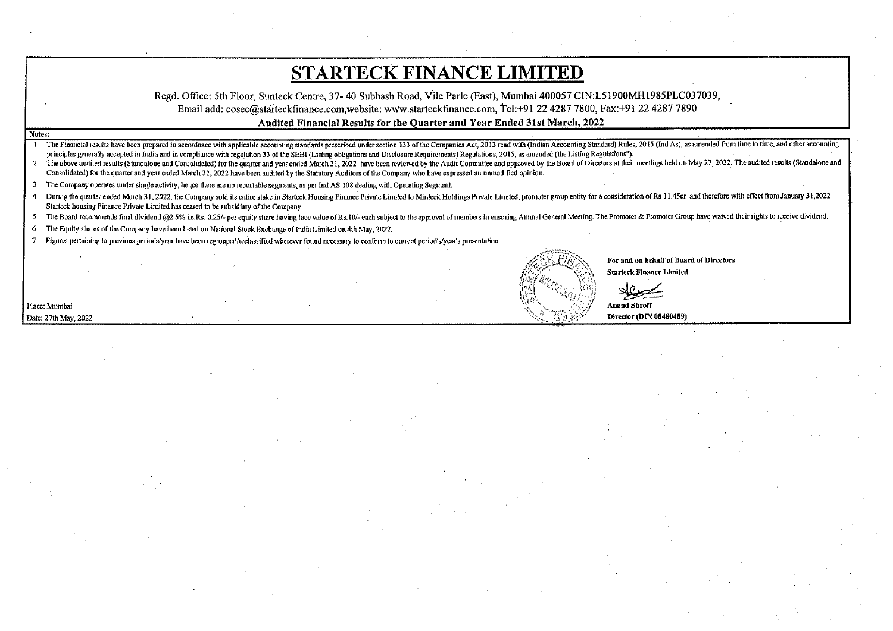# STARTECK FINANCE LIMITED

Regd. Office: 5th Floor, Sunteck Centre, 37- 40 Subhash Road, Vile Parle (East), Mumbai 400057 CIN:L51900MH1985PLC037039,
Email add: cosec@starteckfinance.com,website: www.starteckfinance.com, Tel:+91 22 4287 7800, Fax:+91 22 4287 7890

**Audited Financial Results for the Quarter and Year Ended 31st March, 2022**

**Notes:**

1. The Financial results have been prepared in accordnace with applicable accounting standards prescribed under section 133 of the Companies Act, 2013 read with (Indian Accounting Standard) Rules, 2015 (Ind As), as amended from time to time, and other accounting principles generally accepted in India and in compliance with regulation 33 of the SEBI (Listing obligations and Disclosure Requirements) Regulations, 2015, as amended (the Listing Regulations").
2. The above audited results (Standalone and Consolidated) for the quarter and year ended March 31, 2022 have been reviewed by the Audit Committee and approved by the Board of Directors at their meetings held on May 27, 2022. The audited results (Standalone and Consolidated) for the quarter and year ended March 31, 2022 have been audited by the Statutory Auditors of the Company who have expressed an unmodified opinion.
3. The Company operates under single activity, hence there are no reportable segments, as per Ind AS 108 dealing with Operating Segment.
4. During the quarter ended March 31, 2022, the Company sold its entire stake in Starteck Housing Finance Private Limited to Minteck Holdings Private Limited, promoter group entity for a consideration of Rs 11.45cr and therefore with effect from January 31,2022 Starteck housing Finance Private Limited has ceased to be subsidiary of the Company.
5. The Board recommends final dividend @2.5% i.e.Rs. 0.25/- per equity share having face value of Rs.10/- each subject to the approval of members in ensuring Annual General Meeting. The Promoter & Promoter Group have waived their rights to receive dividend.
6. The Equity shares of the Company have been listed on National Stock Exchange of India Limited on 4th May, 2022.
7. Figures pertaining to previous periods/year have been regrouped/reclassified wherever found necessary to conform to current period's/year's presentation.

**For and on behalf of Board of Directors**
**Starteck Finance Limited**

**Anand Shroff**
**Director (DIN 08480489)**

Place: Mumbai
Date: 27th May, 2022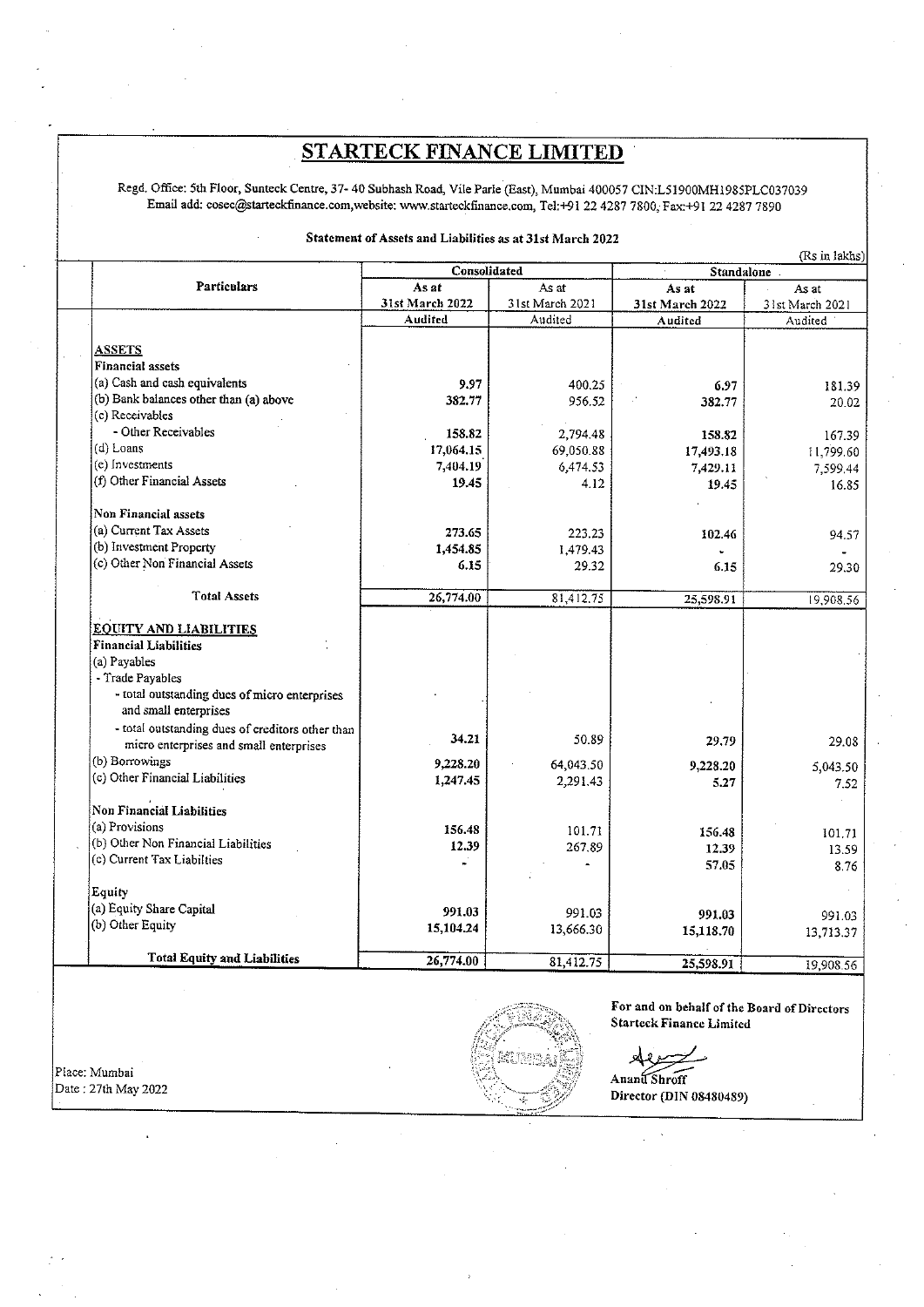# STARTECK FINANCE LIMITED

Regd. Office: 5th Floor, Sunteck Centre, 37- 40 Subhash Road, Vile Parle (East), Mumbai 400057 CIN:L51900MH1985PLC037039
Email add: cosec@starteckfinance.com,website: www.starteckfinance.com, Tel:+91 22 4287 7800, Fax:+91 22 4287 7890

**Statement of Assets and Liabilities as at 31st March 2022**

(Rs in lakhs)

| Particulars | Consolidated | | Standalone | |
|---|---|---|---|---|
| | **As at 31st March 2022** | As at 31st March 2021 | **As at 31st March 2022** | As at 31st March 2021 |
| | **Audited** | Audited | **Audited** | Audited |
| **ASSETS** | | | | |
| **Financial assets** | | | | |
| (a) Cash and cash equivalents | **9.97** | 400.25 | **6.97** | 181.39 |
| (b) Bank balances other than (a) above | **382.77** | 956.52 | **382.77** | 20.02 |
| (c) Receivables | | | | |
| - Other Receivables | **158.82** | 2,794.48 | **158.82** | 167.39 |
| (d) Loans | **17,064.15** | 69,050.88 | **17,493.18** | 11,799.60 |
| (e) Investments | **7,404.19** | 6,474.53 | **7,429.11** | 7,599.44 |
| (f) Other Financial Assets | **19.45** | 4.12 | **19.45** | 16.85 |
| **Non Financial assets** | | | | |
| (a) Current Tax Assets | **273.65** | 223.23 | **102.46** | 94.57 |
| (b) Investment Property | **1,454.85** | 1,479.43 | **-** | - |
| (c) Other Non Financial Assets | **6.15** | 29.32 | **6.15** | 29.30 |
| **Total Assets** | **26,774.00** | 81,412.75 | **25,598.91** | 19,908.56 |
| **EQUITY AND LIABILITIES** | | | | |
| **Financial Liabilities** | | | | |
| (a) Payables | | | | |
| - Trade Payables | | | | |
| - total outstanding dues of micro enterprises and small enterprises | - | | | |
| - total outstanding dues of creditors other than micro enterprises and small enterprises | **34.21** | 50.89 | **29.79** | 29.08 |
| (b) Borrowings | **9,228.20** | 64,043.50 | **9,228.20** | 5,043.50 |
| (c) Other Financial Liabilities | **1,247.45** | 2,291.43 | **5.27** | 7.52 |
| **Non Financial Liabilities** | | | | |
| (a) Provisions | **156.48** | 101.71 | **156.48** | 101.71 |
| (b) Other Non Financial Liabilities | **12.39** | 267.89 | **12.39** | 13.59 |
| (c) Current Tax Liabilties | **-** | - | **57.05** | 8.76 |
| **Equity** | | | | |
| (a) Equity Share Capital | **991.03** | 991.03 | **991.03** | 991.03 |
| (b) Other Equity | **15,104.24** | 13,666.30 | **15,118.70** | 13,713.37 |
| **Total Equity and Liabilities** | **26,774.00** | 81,412.75 | **25,598.91** | 19,908.56 |

Place: Mumbai
Date : 27th May 2022

**For and on behalf of the Board of Directors**
**Starteck Finance Limited**

**Anand Shroff**
**Director (DIN 08480489)**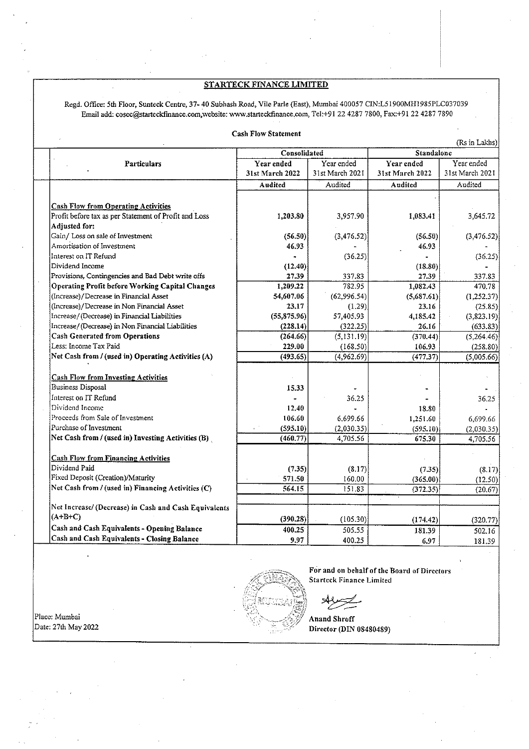## STARTECK FINANCE LIMITED

Regd. Office: 5th Floor, Sunteck Centre, 37- 40 Subhash Road, Vile Parle (East), Mumbai 400057 CIN:L51900MH1985PLC037039
Email add: cosec@starteckfinance.com,website: www.starteckfinance.com, Tel:+91 22 4287 7800, Fax:+91 22 4287 7890

**Cash Flow Statement**

(Rs in Lakhs)

| Particulars | Consolidated | | Standalone | |
|---|---|---|---|---|
| | Year ended 31st March 2022 | Year ended 31st March 2021 | Year ended 31st March 2022 | Year ended 31st March 2021 |
| | Audited | Audited | Audited | Audited |
| **Cash Flow from Operating Activities** | | | | |
| Profit before tax as per Statement of Profit and Loss | 1,203.80 | 3,957.90 | 1,083.41 | 3,645.72 |
| **Adjusted for:** | | | | |
| Gain/ Loss on sale of Investment | (56.50) | (3,476.52) | (56.50) | (3,476.52) |
| Amortisation of Investment | 46.93 | - | 46.93 | - |
| Interest on IT Refund | - | (36.25) | - | (36.25) |
| Dividend Income | (12.40) | | (18.80) | - |
| Provisions, Contingencies and Bad Debt write offs | 27.39 | 337.83 | 27.39 | 337.83 |
| **Operating Profit before Working Capital Changes** | 1,209.22 | 782.95 | 1,082.43 | 470.78 |
| (Increase)/Decrease in Financial Asset | 54,607.06 | (62,996.54) | (5,687.61) | (1,252.37) |
| (Increase)/Decrease in Non Financial Asset | 23.17 | (1.29) | 23.16 | (25.85) |
| Increase/(Decrease) in Financial Liabilities | (55,875.96) | 57,405.93 | 4,185.42 | (3,823.19) |
| Increase/(Decrease) in Non Financial Liabilities | (228.14) | (322.25) | 26.16 | (633.83) |
| **Cash Generated from Operations** | (264.66) | (5,131.19) | (370.44) | (5,264.46) |
| Less: Income Tax Paid | 229.00 | (168.50) | 106.93 | (258.80) |
| **Net Cash from / (used in) Operating Activities (A)** | (493.65) | (4,962.69) | (477.37) | (5,005.66) |
| **Cash Flow from Investing Activities** | | | | |
| Business Disposal | 15.33 | - | - | - |
| Interest on IT Refund | - | 36.25 | - | 36.25 |
| Dividend Income | 12.40 | - | 18.80 | - |
| Proceeds from Sale of Investment | 106.60 | 6,699.66 | 1,251.60 | 6,699.66 |
| Purchase of Investment | (595.10) | (2,030.35) | (595.10) | (2,030.35) |
| **Net Cash from / (used in) Investing Activities (B)** | (460.77) | 4,705.56 | 675.30 | 4,705.56 |
| **Cash Flow from Financing Activities** | | | | |
| Dividend Paid | (7.35) | (8.17) | (7.35) | (8.17) |
| Fixed Deposit (Creation)/Maturity | 571.50 | 160.00 | (365.00) | (12.50) |
| **Net Cash from / (used in) Financing Activities (C)** | 564.15 | 151.83 | (372.35) | (20.67) |
| **Net Increase/ (Decrease) in Cash and Cash Equivalents (A+B+C)** | (390.28) | (105.30) | (174.42) | (320.77) |
| **Cash and Cash Equivalents - Opening Balance** | 400.25 | 505.55 | 181.39 | 502.16 |
| **Cash and Cash Equivalents - Closing Balance** | 9.97 | 400.25 | 6.97 | 181.39 |

**For and on behalf of the Board of Directors**
**Starteck Finance Limited**

**Anand Shroff**
**Director (DIN 08480489)**

Place: Mumbai
Date: 27th May 2022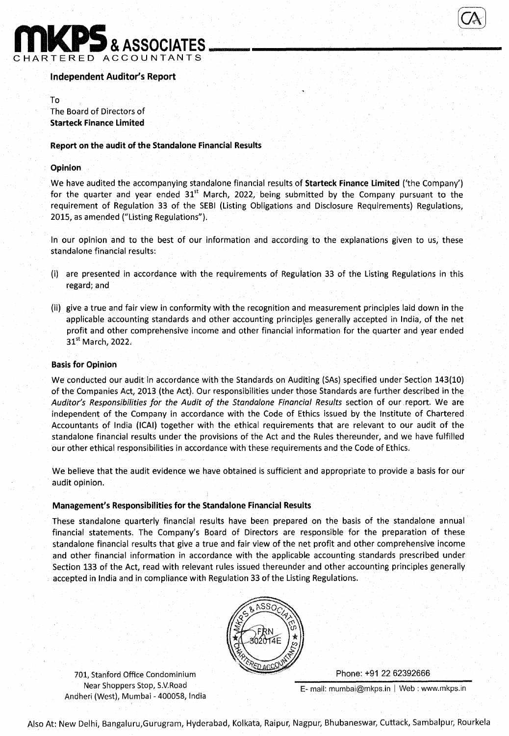# Independent Auditor's Report

To
The Board of Directors of
**Starteck Finance Limited**

## Report on the audit of the Standalone Financial Results

### Opinion

We have audited the accompanying standalone financial results of **Starteck Finance Limited** ('the Company') for the quarter and year ended 31st March, 2022, being submitted by the Company pursuant to the requirement of Regulation 33 of the SEBI (Listing Obligations and Disclosure Requirements) Regulations, 2015, as amended ("Listing Regulations").

In our opinion and to the best of our information and according to the explanations given to us, these standalone financial results:

(i) are presented in accordance with the requirements of Regulation 33 of the Listing Regulations in this regard; and

(ii) give a true and fair view in conformity with the recognition and measurement principles laid down in the applicable accounting standards and other accounting principles generally accepted in India, of the net profit and other comprehensive income and other financial information for the quarter and year ended 31st March, 2022.

### Basis for Opinion

We conducted our audit in accordance with the Standards on Auditing (SAs) specified under Section 143(10) of the Companies Act, 2013 (the Act). Our responsibilities under those Standards are further described in the *Auditor's Responsibilities for the Audit of the Standalone Financial Results* section of our report. We are independent of the Company in accordance with the Code of Ethics issued by the Institute of Chartered Accountants of India (ICAI) together with the ethical requirements that are relevant to our audit of the standalone financial results under the provisions of the Act and the Rules thereunder, and we have fulfilled our other ethical responsibilities in accordance with these requirements and the Code of Ethics.

We believe that the audit evidence we have obtained is sufficient and appropriate to provide a basis for our audit opinion.

### Management's Responsibilities for the Standalone Financial Results

These standalone quarterly financial results have been prepared on the basis of the standalone annual financial statements. The Company's Board of Directors are responsible for the preparation of these standalone financial results that give a true and fair view of the net profit and other comprehensive income and other financial information in accordance with the applicable accounting standards prescribed under Section 133 of the Act, read with relevant rules issued thereunder and other accounting principles generally accepted in India and in compliance with Regulation 33 of the Listing Regulations.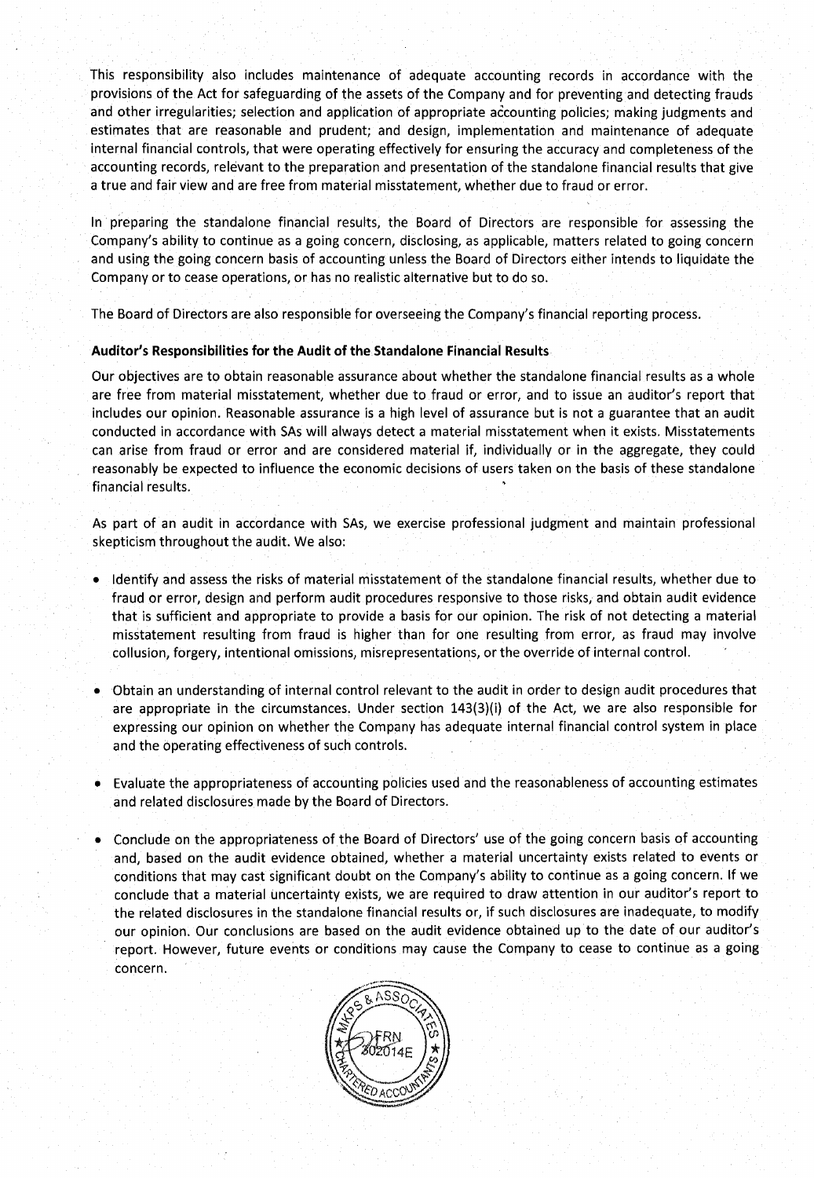This responsibility also includes maintenance of adequate accounting records in accordance with the provisions of the Act for safeguarding of the assets of the Company and for preventing and detecting frauds and other irregularities; selection and application of appropriate accounting policies; making judgments and estimates that are reasonable and prudent; and design, implementation and maintenance of adequate internal financial controls, that were operating effectively for ensuring the accuracy and completeness of the accounting records, relevant to the preparation and presentation of the standalone financial results that give a true and fair view and are free from material misstatement, whether due to fraud or error.

In preparing the standalone financial results, the Board of Directors are responsible for assessing the Company's ability to continue as a going concern, disclosing, as applicable, matters related to going concern and using the going concern basis of accounting unless the Board of Directors either intends to liquidate the Company or to cease operations, or has no realistic alternative but to do so.

The Board of Directors are also responsible for overseeing the Company's financial reporting process.

**Auditor's Responsibilities for the Audit of the Standalone Financial Results**

Our objectives are to obtain reasonable assurance about whether the standalone financial results as a whole are free from material misstatement, whether due to fraud or error, and to issue an auditor's report that includes our opinion. Reasonable assurance is a high level of assurance but is not a guarantee that an audit conducted in accordance with SAs will always detect a material misstatement when it exists. Misstatements can arise from fraud or error and are considered material if, individually or in the aggregate, they could reasonably be expected to influence the economic decisions of users taken on the basis of these standalone financial results.

As part of an audit in accordance with SAs, we exercise professional judgment and maintain professional skepticism throughout the audit. We also:

- Identify and assess the risks of material misstatement of the standalone financial results, whether due to fraud or error, design and perform audit procedures responsive to those risks, and obtain audit evidence that is sufficient and appropriate to provide a basis for our opinion. The risk of not detecting a material misstatement resulting from fraud is higher than for one resulting from error, as fraud may involve collusion, forgery, intentional omissions, misrepresentations, or the override of internal control.

- Obtain an understanding of internal control relevant to the audit in order to design audit procedures that are appropriate in the circumstances. Under section 143(3)(i) of the Act, we are also responsible for expressing our opinion on whether the Company has adequate internal financial control system in place and the operating effectiveness of such controls.

- Evaluate the appropriateness of accounting policies used and the reasonableness of accounting estimates and related disclosures made by the Board of Directors.

- Conclude on the appropriateness of the Board of Directors' use of the going concern basis of accounting and, based on the audit evidence obtained, whether a material uncertainty exists related to events or conditions that may cast significant doubt on the Company's ability to continue as a going concern. If we conclude that a material uncertainty exists, we are required to draw attention in our auditor's report to the related disclosures in the standalone financial results or, if such disclosures are inadequate, to modify our opinion. Our conclusions are based on the audit evidence obtained up to the date of our auditor's report. However, future events or conditions may cause the Company to cease to continue as a going concern.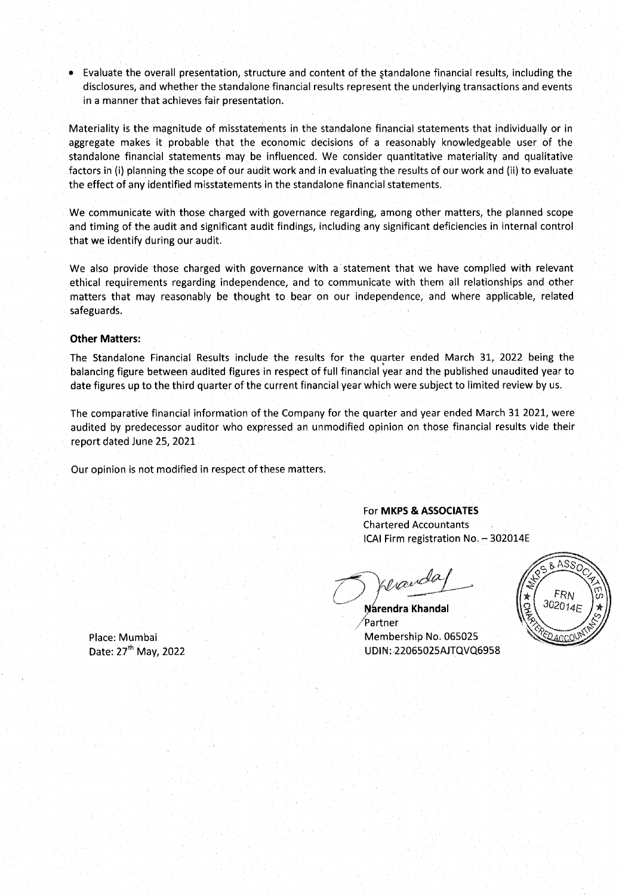- Evaluate the overall presentation, structure and content of the standalone financial results, including the disclosures, and whether the standalone financial results represent the underlying transactions and events in a manner that achieves fair presentation.

Materiality is the magnitude of misstatements in the standalone financial statements that individually or in aggregate makes it probable that the economic decisions of a reasonably knowledgeable user of the standalone financial statements may be influenced. We consider quantitative materiality and qualitative factors in (i) planning the scope of our audit work and in evaluating the results of our work and (ii) to evaluate the effect of any identified misstatements in the standalone financial statements.

We communicate with those charged with governance regarding, among other matters, the planned scope and timing of the audit and significant audit findings, including any significant deficiencies in internal control that we identify during our audit.

We also provide those charged with governance with a statement that we have complied with relevant ethical requirements regarding independence, and to communicate with them all relationships and other matters that may reasonably be thought to bear on our independence, and where applicable, related safeguards.

**Other Matters:**

The Standalone Financial Results include the results for the quarter ended March 31, 2022 being the balancing figure between audited figures in respect of full financial year and the published unaudited year to date figures up to the third quarter of the current financial year which were subject to limited review by us.

The comparative financial information of the Company for the quarter and year ended March 31 2021, were audited by predecessor auditor who expressed an unmodified opinion on those financial results vide their report dated June 25, 2021

Our opinion is not modified in respect of these matters.

For **MKPS & ASSOCIATES**
Chartered Accountants
ICAI Firm registration No. – 302014E

**Narendra Khandal**
Partner
Membership No. 065025
UDIN: 22065025AJTQVQ6958

Place: Mumbai
Date: 27th May, 2022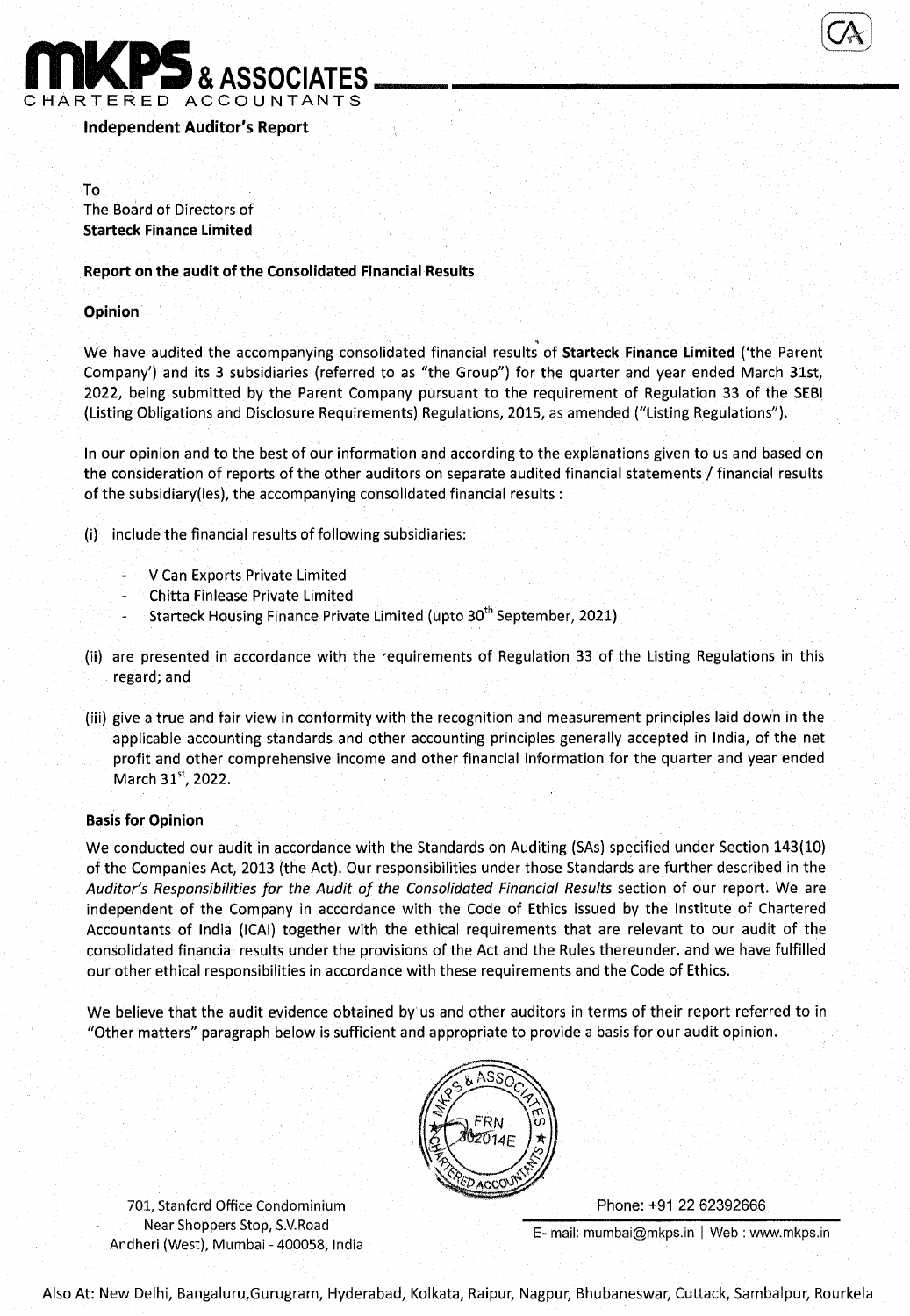# MKPS & ASSOCIATES
CHARTERED ACCOUNTANTS

## Independent Auditor's Report

To
The Board of Directors of
**Starteck Finance Limited**

### Report on the audit of the Consolidated Financial Results

#### Opinion

We have audited the accompanying consolidated financial results of **Starteck Finance Limited** ('the Parent Company') and its 3 subsidiaries (referred to as "the Group") for the quarter and year ended March 31st, 2022, being submitted by the Parent Company pursuant to the requirement of Regulation 33 of the SEBI (Listing Obligations and Disclosure Requirements) Regulations, 2015, as amended ("Listing Regulations").

In our opinion and to the best of our information and according to the explanations given to us and based on the consideration of reports of the other auditors on separate audited financial statements / financial results of the subsidiary(ies), the accompanying consolidated financial results :

(i) include the financial results of following subsidiaries:

- V Can Exports Private Limited
- Chitta Finlease Private Limited
- Starteck Housing Finance Private Limited (upto 30th September, 2021)

(ii) are presented in accordance with the requirements of Regulation 33 of the Listing Regulations in this regard; and

(iii) give a true and fair view in conformity with the recognition and measurement principles laid down in the applicable accounting standards and other accounting principles generally accepted in India, of the net profit and other comprehensive income and other financial information for the quarter and year ended March 31st, 2022.

#### Basis for Opinion

We conducted our audit in accordance with the Standards on Auditing (SAs) specified under Section 143(10) of the Companies Act, 2013 (the Act). Our responsibilities under those Standards are further described in the *Auditor's Responsibilities for the Audit of the Consolidated Financial Results* section of our report. We are independent of the Company in accordance with the Code of Ethics issued by the Institute of Chartered Accountants of India (ICAI) together with the ethical requirements that are relevant to our audit of the consolidated financial results under the provisions of the Act and the Rules thereunder, and we have fulfilled our other ethical responsibilities in accordance with these requirements and the Code of Ethics.

We believe that the audit evidence obtained by us and other auditors in terms of their report referred to in "Other matters" paragraph below is sufficient and appropriate to provide a basis for our audit opinion.

701, Stanford Office Condominium
Near Shoppers Stop, S.V.Road
Andheri (West), Mumbai - 400058, India

Phone: +91 22 62392666
E- mail: mumbai@mkps.in | Web : www.mkps.in

Also At: New Delhi, Bangaluru, Gurugram, Hyderabad, Kolkata, Raipur, Nagpur, Bhubaneswar, Cuttack, Sambalpur, Rourkela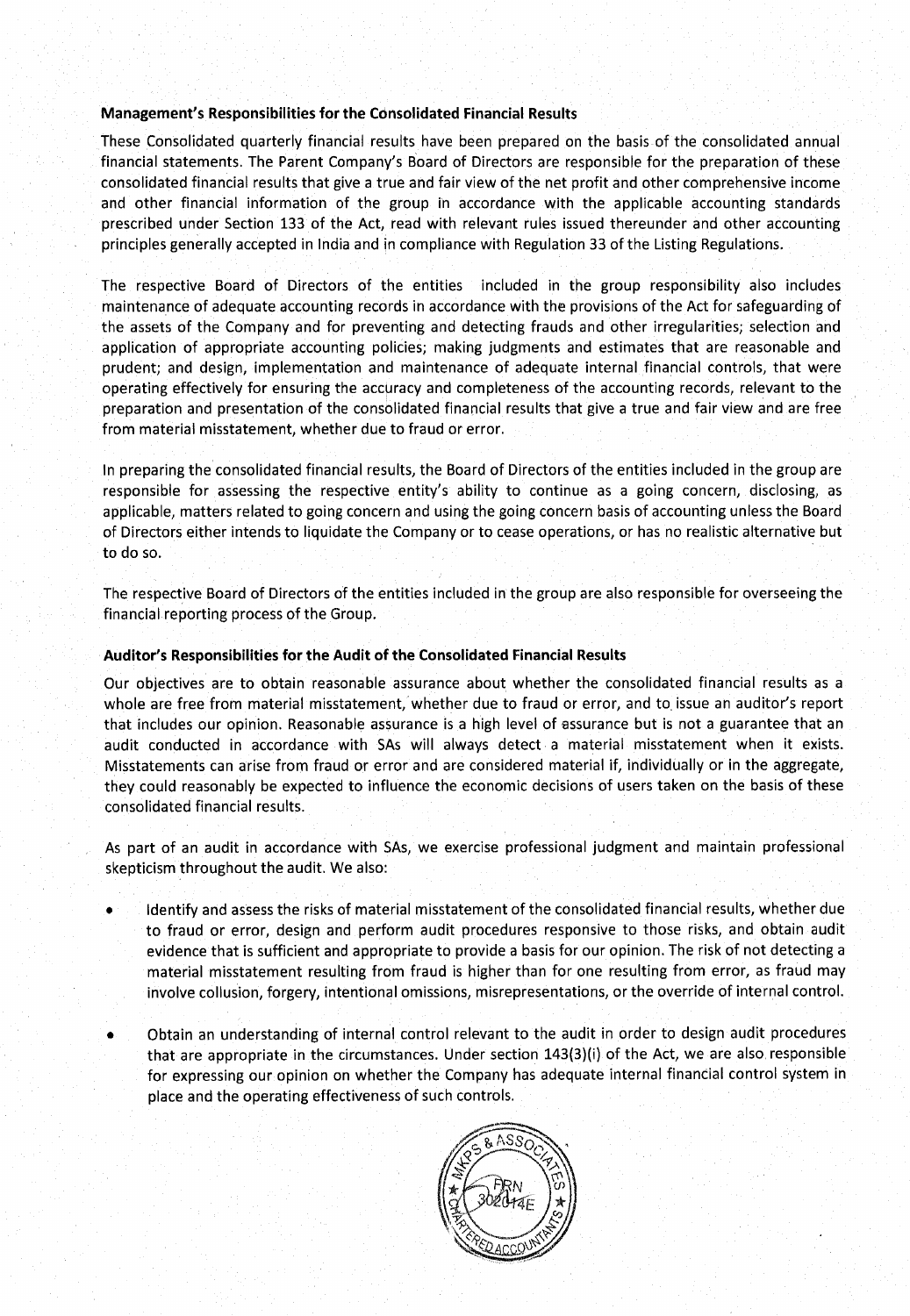**Management's Responsibilities for the Consolidated Financial Results**

These Consolidated quarterly financial results have been prepared on the basis of the consolidated annual financial statements. The Parent Company's Board of Directors are responsible for the preparation of these consolidated financial results that give a true and fair view of the net profit and other comprehensive income and other financial information of the group in accordance with the applicable accounting standards prescribed under Section 133 of the Act, read with relevant rules issued thereunder and other accounting principles generally accepted in India and in compliance with Regulation 33 of the Listing Regulations.

The respective Board of Directors of the entities included in the group responsibility also includes maintenance of adequate accounting records in accordance with the provisions of the Act for safeguarding of the assets of the Company and for preventing and detecting frauds and other irregularities; selection and application of appropriate accounting policies; making judgments and estimates that are reasonable and prudent; and design, implementation and maintenance of adequate internal financial controls, that were operating effectively for ensuring the accuracy and completeness of the accounting records, relevant to the preparation and presentation of the consolidated financial results that give a true and fair view and are free from material misstatement, whether due to fraud or error.

In preparing the consolidated financial results, the Board of Directors of the entities included in the group are responsible for assessing the respective entity's ability to continue as a going concern, disclosing, as applicable, matters related to going concern and using the going concern basis of accounting unless the Board of Directors either intends to liquidate the Company or to cease operations, or has no realistic alternative but to do so.

The respective Board of Directors of the entities included in the group are also responsible for overseeing the financial reporting process of the Group.

**Auditor's Responsibilities for the Audit of the Consolidated Financial Results**

Our objectives are to obtain reasonable assurance about whether the consolidated financial results as a whole are free from material misstatement, whether due to fraud or error, and to issue an auditor's report that includes our opinion. Reasonable assurance is a high level of assurance but is not a guarantee that an audit conducted in accordance with SAs will always detect a material misstatement when it exists. Misstatements can arise from fraud or error and are considered material if, individually or in the aggregate, they could reasonably be expected to influence the economic decisions of users taken on the basis of these consolidated financial results.

As part of an audit in accordance with SAs, we exercise professional judgment and maintain professional skepticism throughout the audit. We also:

- Identify and assess the risks of material misstatement of the consolidated financial results, whether due to fraud or error, design and perform audit procedures responsive to those risks, and obtain audit evidence that is sufficient and appropriate to provide a basis for our opinion. The risk of not detecting a material misstatement resulting from fraud is higher than for one resulting from error, as fraud may involve collusion, forgery, intentional omissions, misrepresentations, or the override of internal control.

- Obtain an understanding of internal control relevant to the audit in order to design audit procedures that are appropriate in the circumstances. Under section 143(3)(i) of the Act, we are also responsible for expressing our opinion on whether the Company has adequate internal financial control system in place and the operating effectiveness of such controls.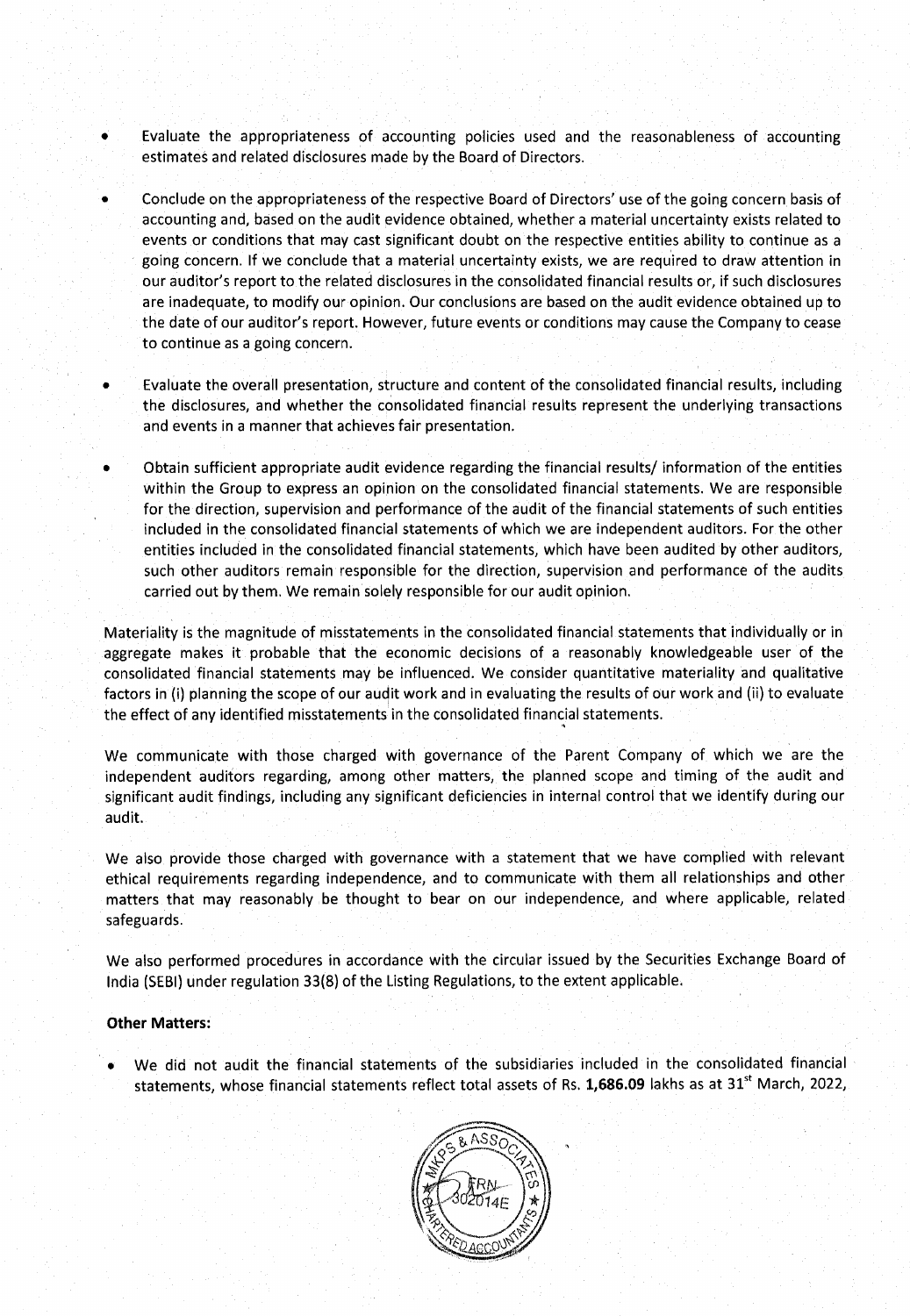- Evaluate the appropriateness of accounting policies used and the reasonableness of accounting estimates and related disclosures made by the Board of Directors.

- Conclude on the appropriateness of the respective Board of Directors' use of the going concern basis of accounting and, based on the audit evidence obtained, whether a material uncertainty exists related to events or conditions that may cast significant doubt on the respective entities ability to continue as a going concern. If we conclude that a material uncertainty exists, we are required to draw attention in our auditor's report to the related disclosures in the consolidated financial results or, if such disclosures are inadequate, to modify our opinion. Our conclusions are based on the audit evidence obtained up to the date of our auditor's report. However, future events or conditions may cause the Company to cease to continue as a going concern.

- Evaluate the overall presentation, structure and content of the consolidated financial results, including the disclosures, and whether the consolidated financial results represent the underlying transactions and events in a manner that achieves fair presentation.

- Obtain sufficient appropriate audit evidence regarding the financial results/ information of the entities within the Group to express an opinion on the consolidated financial statements. We are responsible for the direction, supervision and performance of the audit of the financial statements of such entities included in the consolidated financial statements of which we are independent auditors. For the other entities included in the consolidated financial statements, which have been audited by other auditors, such other auditors remain responsible for the direction, supervision and performance of the audits carried out by them. We remain solely responsible for our audit opinion.

Materiality is the magnitude of misstatements in the consolidated financial statements that individually or in aggregate makes it probable that the economic decisions of a reasonably knowledgeable user of the consolidated financial statements may be influenced. We consider quantitative materiality and qualitative factors in (i) planning the scope of our audit work and in evaluating the results of our work and (ii) to evaluate the effect of any identified misstatements in the consolidated financial statements.

We communicate with those charged with governance of the Parent Company of which we are the independent auditors regarding, among other matters, the planned scope and timing of the audit and significant audit findings, including any significant deficiencies in internal control that we identify during our audit.

We also provide those charged with governance with a statement that we have complied with relevant ethical requirements regarding independence, and to communicate with them all relationships and other matters that may reasonably be thought to bear on our independence, and where applicable, related safeguards.

We also performed procedures in accordance with the circular issued by the Securities Exchange Board of India (SEBI) under regulation 33(8) of the Listing Regulations, to the extent applicable.

**Other Matters:**

- We did not audit the financial statements of the subsidiaries included in the consolidated financial statements, whose financial statements reflect total assets of Rs. **1,686.09** lakhs as at 31st March, 2022,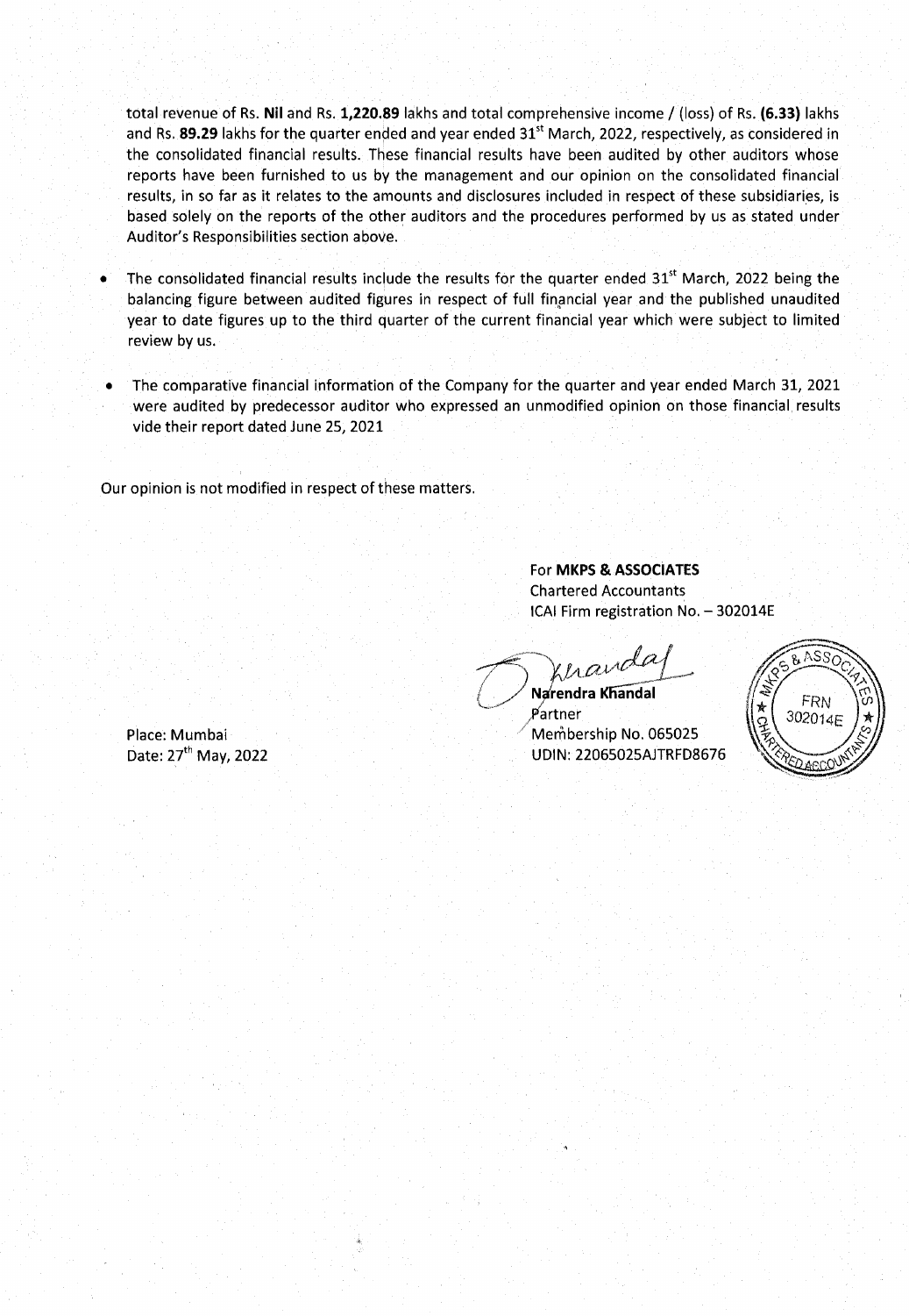total revenue of Rs. **Nil** and Rs. **1,220.89** lakhs and total comprehensive income / (loss) of Rs. **(6.33)** lakhs and Rs. **89.29** lakhs for the quarter ended and year ended 31st March, 2022, respectively, as considered in the consolidated financial results. These financial results have been audited by other auditors whose reports have been furnished to us by the management and our opinion on the consolidated financial results, in so far as it relates to the amounts and disclosures included in respect of these subsidiaries, is based solely on the reports of the other auditors and the procedures performed by us as stated under Auditor's Responsibilities section above.

- The consolidated financial results include the results for the quarter ended 31st March, 2022 being the balancing figure between audited figures in respect of full financial year and the published unaudited year to date figures up to the third quarter of the current financial year which were subject to limited review by us.

- The comparative financial information of the Company for the quarter and year ended March 31, 2021 were audited by predecessor auditor who expressed an unmodified opinion on those financial results vide their report dated June 25, 2021

Our opinion is not modified in respect of these matters.

For **MKPS & ASSOCIATES**
Chartered Accountants
ICAI Firm registration No. – 302014E

**Narendra Khandal**
Partner
Membership No. 065025
UDIN: 22065025AJTRFD8676

Place: Mumbai
Date: 27th May, 2022